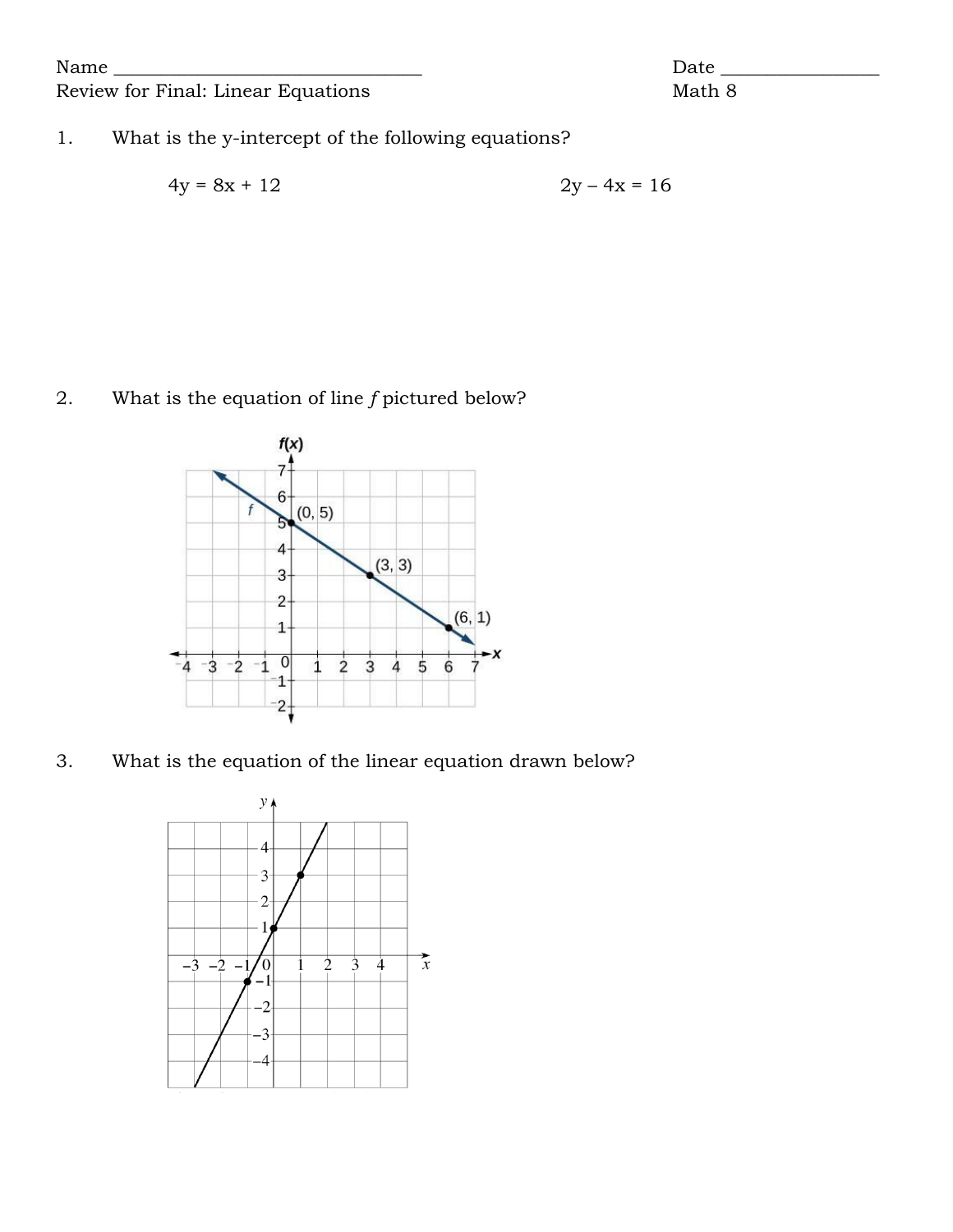Name ________________________________ Date ________________

Review for Final: Linear Equations Math 8

1. What is the y-intercept of the following equations?

   $4y = 8x + 12$ $2y - 4x = 16$

2. What is the equation of line *f* pictured below?

3. What is the equation of the linear equation drawn below?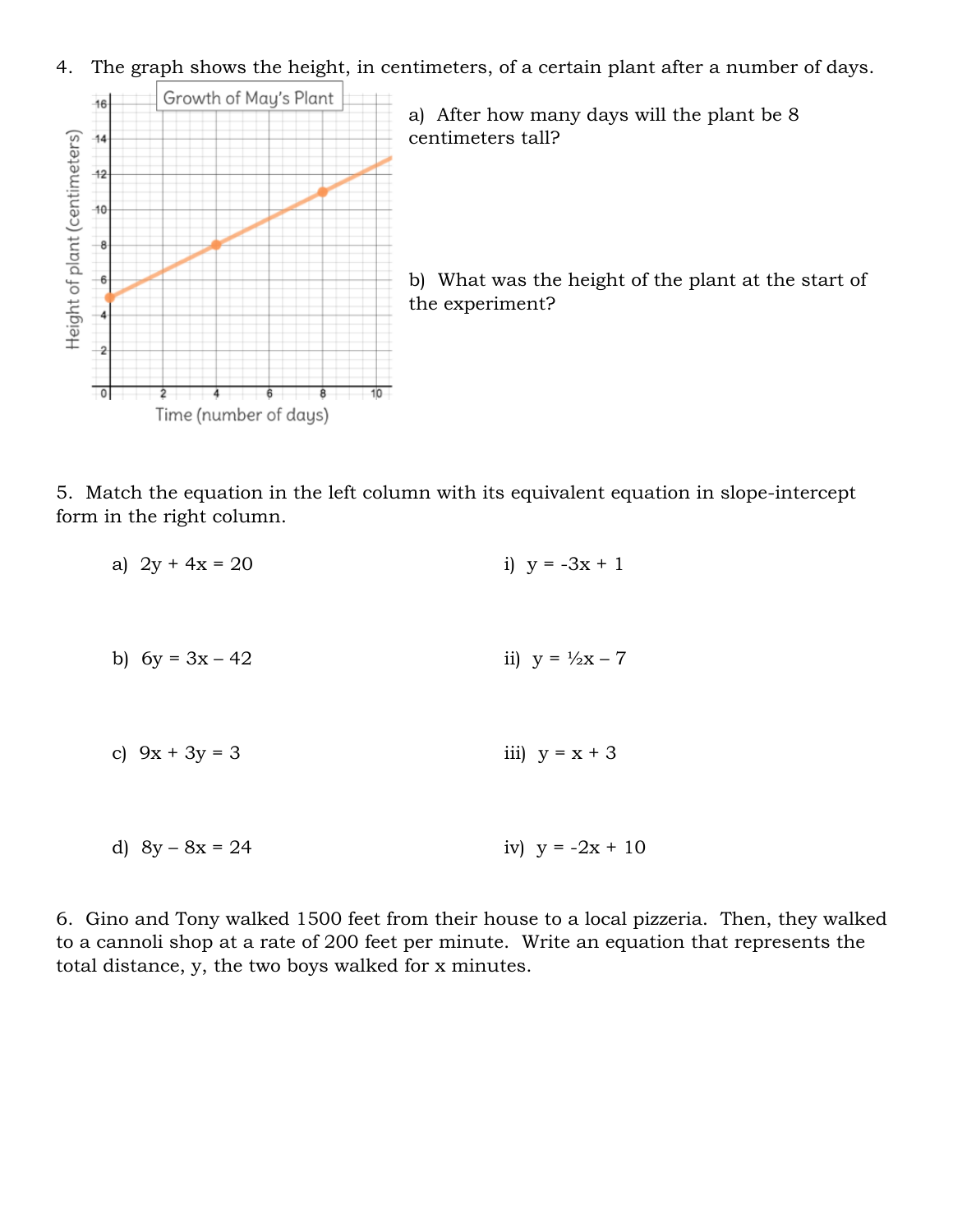4. The graph shows the height, in centimeters, of a certain plant after a number of days.

a) After how many days will the plant be 8 centimeters tall?

b) What was the height of the plant at the start of the experiment?

5. Match the equation in the left column with its equivalent equation in slope-intercept form in the right column.

| | |
|---|---|
| a) $2y + 4x = 20$ | i) $y = -3x + 1$ |
| b) $6y = 3x - 42$ | ii) $y = \frac{1}{2}x - 7$ |
| c) $9x + 3y = 3$ | iii) $y = x + 3$ |
| d) $8y - 8x = 24$ | iv) $y = -2x + 10$ |

6. Gino and Tony walked 1500 feet from their house to a local pizzeria. Then, they walked to a cannoli shop at a rate of 200 feet per minute. Write an equation that represents the total distance, y, the two boys walked for x minutes.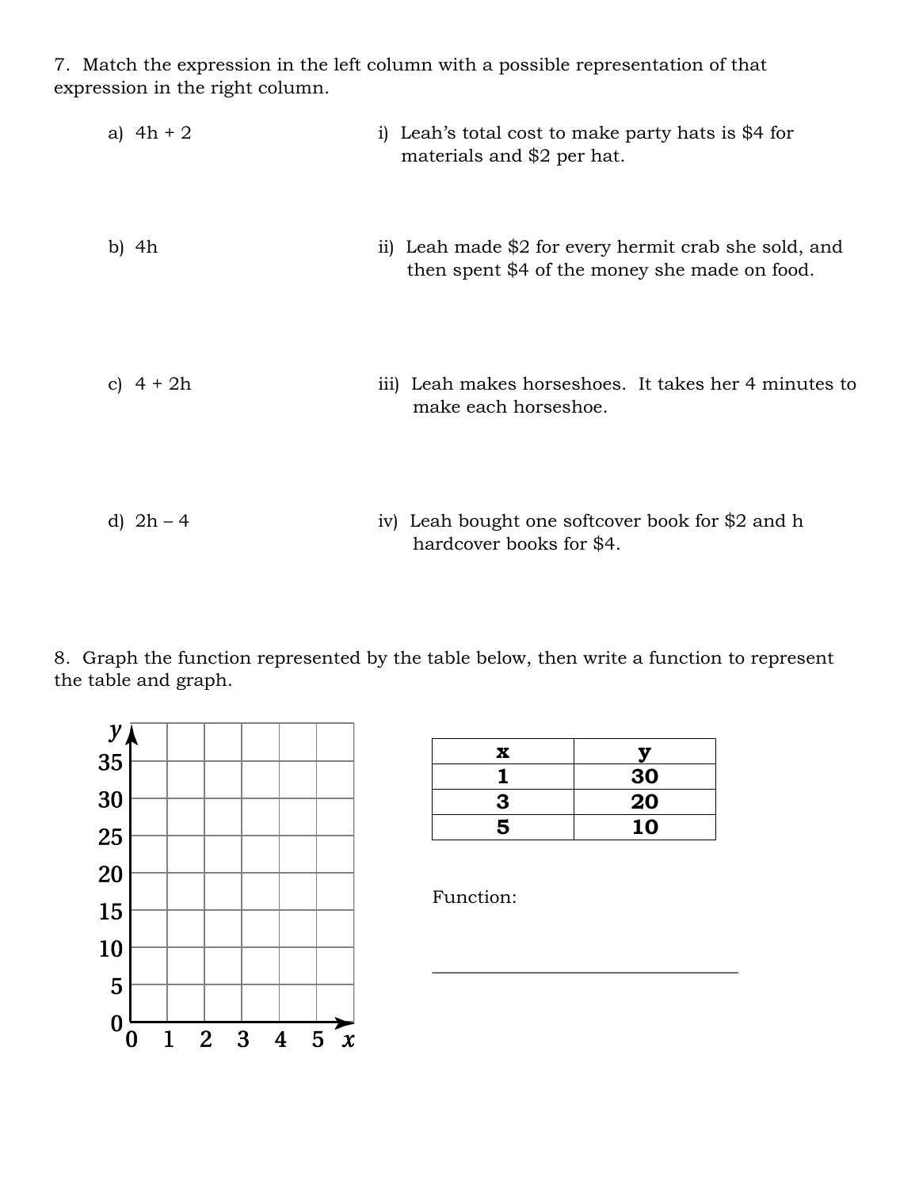7. Match the expression in the left column with a possible representation of that expression in the right column.

a) $4h + 2$

b) $4h$

c) $4 + 2h$

d) $2h - 4$

i) Leah's total cost to make party hats is $4 for materials and $2 per hat.

ii) Leah made $2 for every hermit crab she sold, and then spent $4 of the money she made on food.

iii) Leah makes horseshoes. It takes her 4 minutes to make each horseshoe.

iv) Leah bought one softcover book for $2 and h hardcover books for $4.

8. Graph the function represented by the table below, then write a function to represent the table and graph.

| x | y |
|---|---|
| 1 | 30 |
| 3 | 20 |
| 5 | 10 |

Function:

_______________________________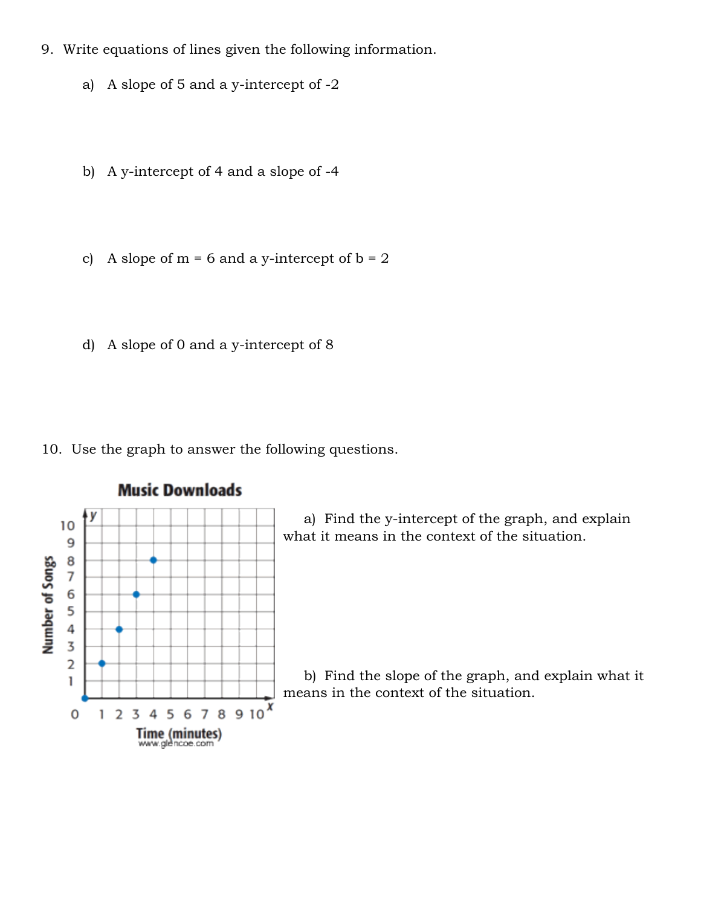9. Write equations of lines given the following information.

   a) A slope of 5 and a y-intercept of -2

   b) A y-intercept of 4 and a slope of -4

   c) A slope of $m = 6$ and a y-intercept of $b = 2$

   d) A slope of 0 and a y-intercept of 8

10. Use the graph to answer the following questions.

Music Downloads

Number of Songs

y

10
9
8
7
6
5
4
3
2
1

0 1 2 3 4 5 6 7 8 9 10 x

Time (minutes)

www.glencoe.com

   a) Find the y-intercept of the graph, and explain what it means in the context of the situation.

   b) Find the slope of the graph, and explain what it means in the context of the situation.